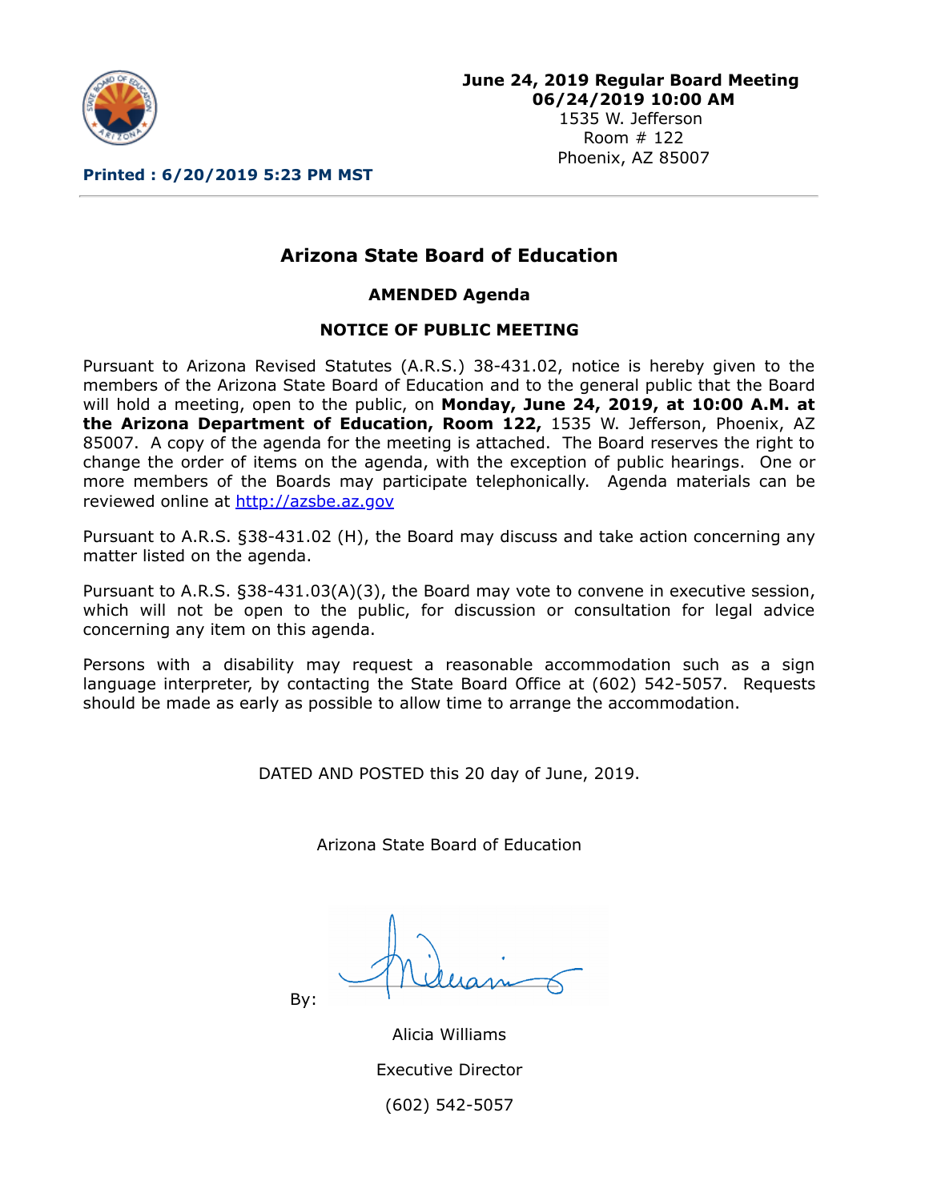**June 24, 2019 Regular Board Meeting**
**06/24/2019 10:00 AM**
1535 W. Jefferson
Room # 122
Phoenix, AZ 85007

**Printed : 6/20/2019 5:23 PM MST**

---

# Arizona State Board of Education

## AMENDED Agenda

## NOTICE OF PUBLIC MEETING

Pursuant to Arizona Revised Statutes (A.R.S.) 38-431.02, notice is hereby given to the members of the Arizona State Board of Education and to the general public that the Board will hold a meeting, open to the public, on **Monday, June 24, 2019, at 10:00 A.M. at the Arizona Department of Education, Room 122,** 1535 W. Jefferson, Phoenix, AZ 85007. A copy of the agenda for the meeting is attached. The Board reserves the right to change the order of items on the agenda, with the exception of public hearings. One or more members of the Boards may participate telephonically. Agenda materials can be reviewed online at [http://azsbe.az.gov](http://azsbe.az.gov)

Pursuant to A.R.S. §38-431.02 (H), the Board may discuss and take action concerning any matter listed on the agenda.

Pursuant to A.R.S. §38-431.03(A)(3), the Board may vote to convene in executive session, which will not be open to the public, for discussion or consultation for legal advice concerning any item on this agenda.

Persons with a disability may request a reasonable accommodation such as a sign language interpreter, by contacting the State Board Office at (602) 542-5057. Requests should be made as early as possible to allow time to arrange the accommodation.

DATED AND POSTED this 20 day of June, 2019.

Arizona State Board of Education

By:

Alicia Williams

Executive Director

(602) 542-5057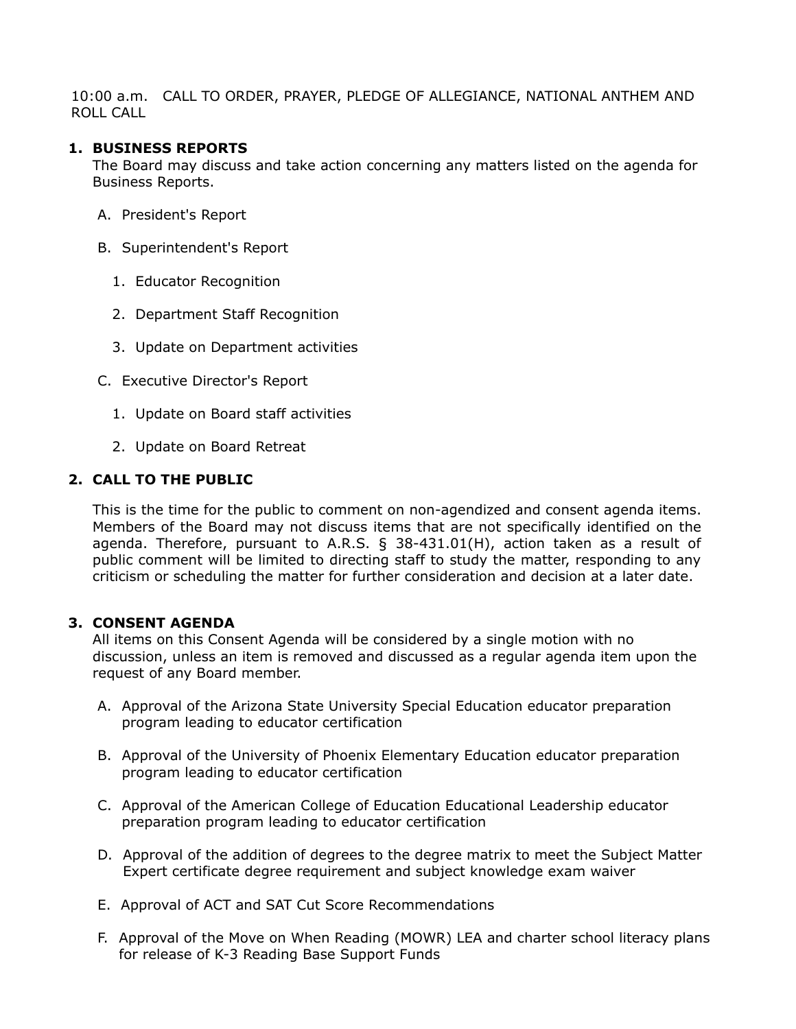10:00 a.m. CALL TO ORDER, PRAYER, PLEDGE OF ALLEGIANCE, NATIONAL ANTHEM AND ROLL CALL

1. **BUSINESS REPORTS**

   The Board may discuss and take action concerning any matters listed on the agenda for Business Reports.

   A. President's Report

   B. Superintendent's Report

      1. Educator Recognition
      2. Department Staff Recognition
      3. Update on Department activities

   C. Executive Director's Report

      1. Update on Board staff activities
      2. Update on Board Retreat

2. **CALL TO THE PUBLIC**

   This is the time for the public to comment on non-agendized and consent agenda items. Members of the Board may not discuss items that are not specifically identified on the agenda. Therefore, pursuant to A.R.S. § 38-431.01(H), action taken as a result of public comment will be limited to directing staff to study the matter, responding to any criticism or scheduling the matter for further consideration and decision at a later date.

3. **CONSENT AGENDA**

   All items on this Consent Agenda will be considered by a single motion with no discussion, unless an item is removed and discussed as a regular agenda item upon the request of any Board member.

   A. Approval of the Arizona State University Special Education educator preparation program leading to educator certification

   B. Approval of the University of Phoenix Elementary Education educator preparation program leading to educator certification

   C. Approval of the American College of Education Educational Leadership educator preparation program leading to educator certification

   D. Approval of the addition of degrees to the degree matrix to meet the Subject Matter Expert certificate degree requirement and subject knowledge exam waiver

   E. Approval of ACT and SAT Cut Score Recommendations

   F. Approval of the Move on When Reading (MOWR) LEA and charter school literacy plans for release of K-3 Reading Base Support Funds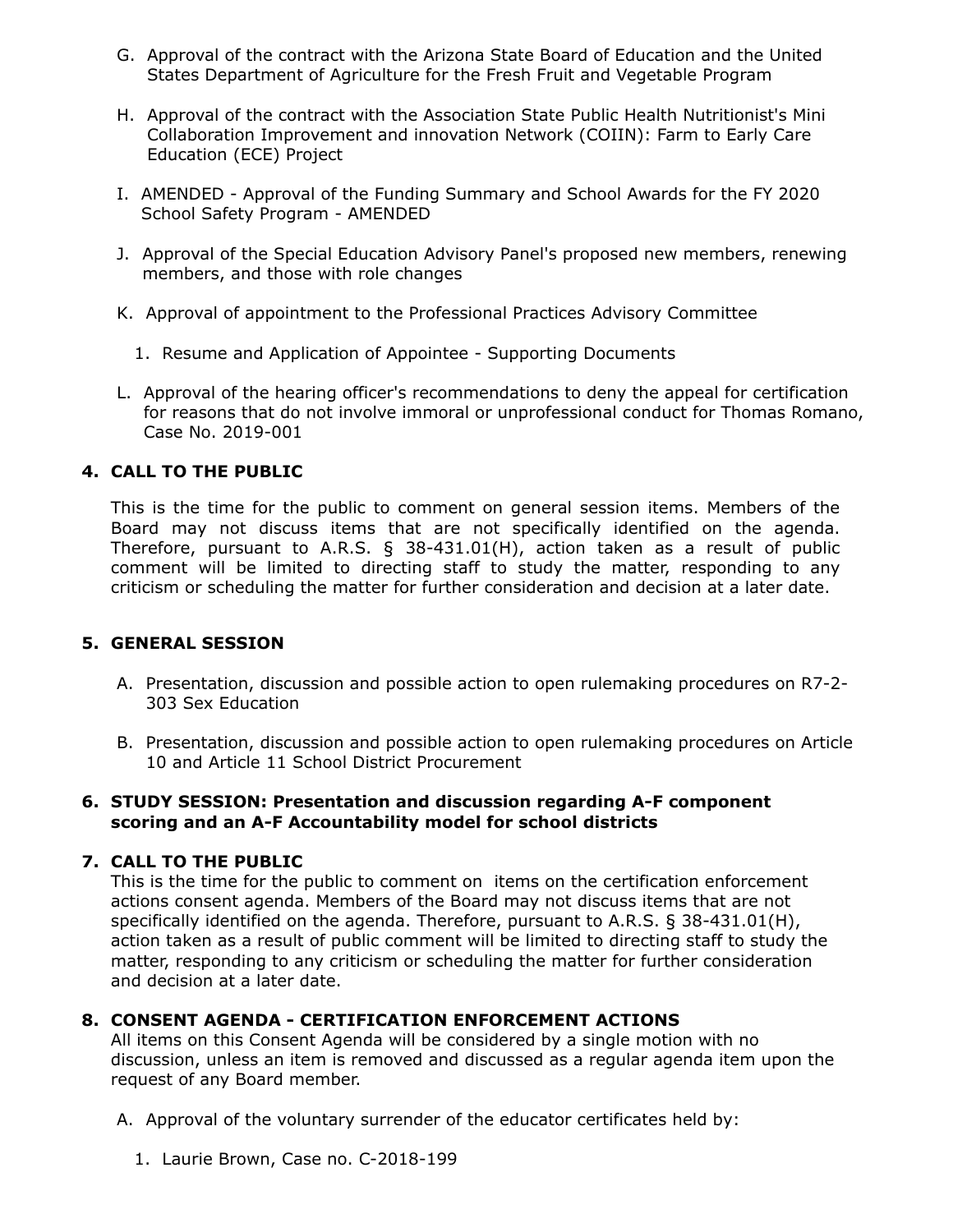G. Approval of the contract with the Arizona State Board of Education and the United States Department of Agriculture for the Fresh Fruit and Vegetable Program

H. Approval of the contract with the Association State Public Health Nutritionist's Mini Collaboration Improvement and innovation Network (COIIN): Farm to Early Care Education (ECE) Project

I. AMENDED - Approval of the Funding Summary and School Awards for the FY 2020 School Safety Program - AMENDED

J. Approval of the Special Education Advisory Panel's proposed new members, renewing members, and those with role changes

K. Approval of appointment to the Professional Practices Advisory Committee

   1. Resume and Application of Appointee - Supporting Documents

L. Approval of the hearing officer's recommendations to deny the appeal for certification for reasons that do not involve immoral or unprofessional conduct for Thomas Romano, Case No. 2019-001

## 4. CALL TO THE PUBLIC

This is the time for the public to comment on general session items. Members of the Board may not discuss items that are not specifically identified on the agenda. Therefore, pursuant to A.R.S. § 38-431.01(H), action taken as a result of public comment will be limited to directing staff to study the matter, responding to any criticism or scheduling the matter for further consideration and decision at a later date.

## 5. GENERAL SESSION

A. Presentation, discussion and possible action to open rulemaking procedures on R7-2-303 Sex Education

B. Presentation, discussion and possible action to open rulemaking procedures on Article 10 and Article 11 School District Procurement

## 6. STUDY SESSION: Presentation and discussion regarding A-F component scoring and an A-F Accountability model for school districts

## 7. CALL TO THE PUBLIC

This is the time for the public to comment on items on the certification enforcement actions consent agenda. Members of the Board may not discuss items that are not specifically identified on the agenda. Therefore, pursuant to A.R.S. § 38-431.01(H), action taken as a result of public comment will be limited to directing staff to study the matter, responding to any criticism or scheduling the matter for further consideration and decision at a later date.

## 8. CONSENT AGENDA - CERTIFICATION ENFORCEMENT ACTIONS

All items on this Consent Agenda will be considered by a single motion with no discussion, unless an item is removed and discussed as a regular agenda item upon the request of any Board member.

A. Approval of the voluntary surrender of the educator certificates held by:

   1. Laurie Brown, Case no. C-2018-199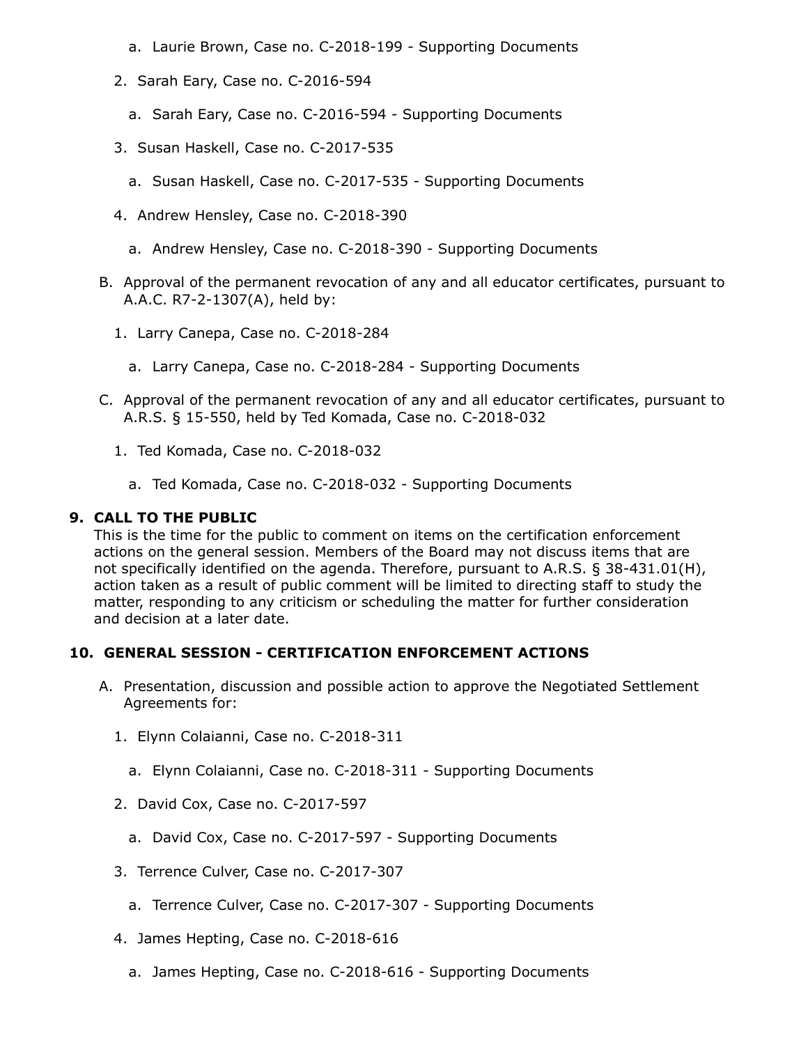- a. Laurie Brown, Case no. C-2018-199 - Supporting Documents
2. Sarah Eary, Case no. C-2016-594
   - a. Sarah Eary, Case no. C-2016-594 - Supporting Documents
3. Susan Haskell, Case no. C-2017-535
   - a. Susan Haskell, Case no. C-2017-535 - Supporting Documents
4. Andrew Hensley, Case no. C-2018-390
   - a. Andrew Hensley, Case no. C-2018-390 - Supporting Documents

B. Approval of the permanent revocation of any and all educator certificates, pursuant to A.A.C. R7-2-1307(A), held by:

1. Larry Canepa, Case no. C-2018-284
   - a. Larry Canepa, Case no. C-2018-284 - Supporting Documents

C. Approval of the permanent revocation of any and all educator certificates, pursuant to A.R.S. § 15-550, held by Ted Komada, Case no. C-2018-032

1. Ted Komada, Case no. C-2018-032
   - a. Ted Komada, Case no. C-2018-032 - Supporting Documents

### 9. CALL TO THE PUBLIC

This is the time for the public to comment on items on the certification enforcement actions on the general session. Members of the Board may not discuss items that are not specifically identified on the agenda. Therefore, pursuant to A.R.S. § 38-431.01(H), action taken as a result of public comment will be limited to directing staff to study the matter, responding to any criticism or scheduling the matter for further consideration and decision at a later date.

### 10. GENERAL SESSION - CERTIFICATION ENFORCEMENT ACTIONS

A. Presentation, discussion and possible action to approve the Negotiated Settlement Agreements for:

1. Elynn Colaianni, Case no. C-2018-311
   - a. Elynn Colaianni, Case no. C-2018-311 - Supporting Documents
2. David Cox, Case no. C-2017-597
   - a. David Cox, Case no. C-2017-597 - Supporting Documents
3. Terrence Culver, Case no. C-2017-307
   - a. Terrence Culver, Case no. C-2017-307 - Supporting Documents
4. James Hepting, Case no. C-2018-616
   - a. James Hepting, Case no. C-2018-616 - Supporting Documents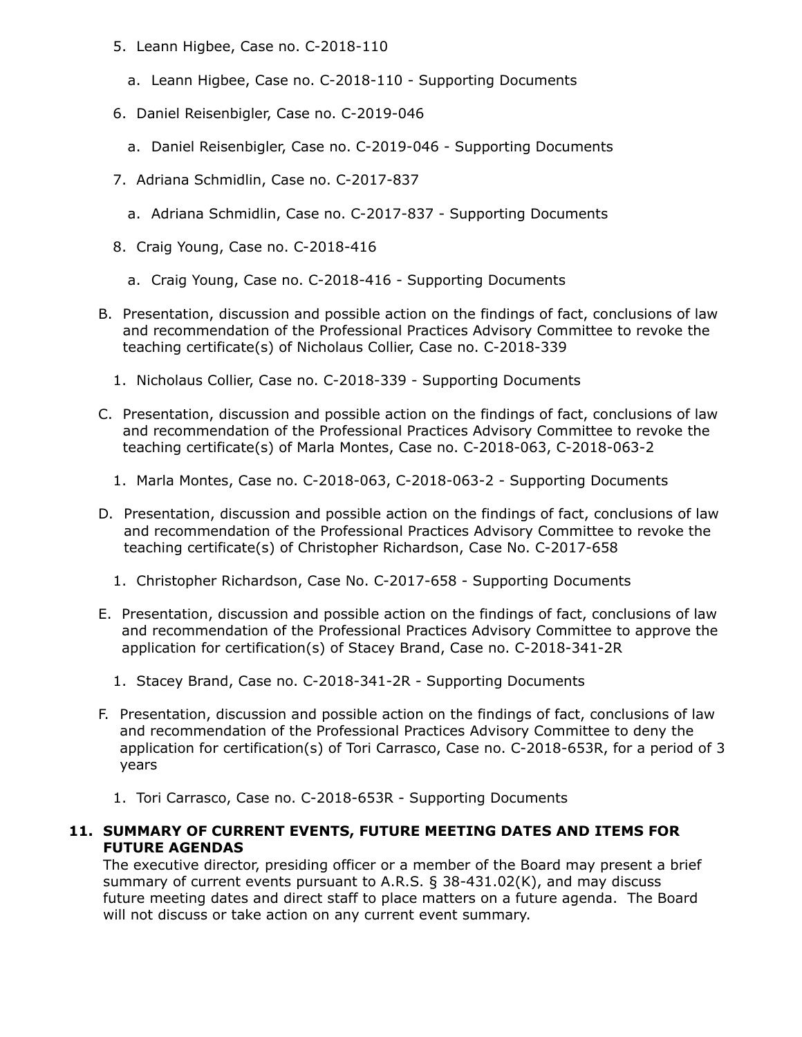5. Leann Higbee, Case no. C-2018-110
    a. Leann Higbee, Case no. C-2018-110 - Supporting Documents
6. Daniel Reisenbigler, Case no. C-2019-046
    a. Daniel Reisenbigler, Case no. C-2019-046 - Supporting Documents
7. Adriana Schmidlin, Case no. C-2017-837
    a. Adriana Schmidlin, Case no. C-2017-837 - Supporting Documents
8. Craig Young, Case no. C-2018-416
    a. Craig Young, Case no. C-2018-416 - Supporting Documents

B. Presentation, discussion and possible action on the findings of fact, conclusions of law and recommendation of the Professional Practices Advisory Committee to revoke the teaching certificate(s) of Nicholaus Collier, Case no. C-2018-339
    1. Nicholaus Collier, Case no. C-2018-339 - Supporting Documents

C. Presentation, discussion and possible action on the findings of fact, conclusions of law and recommendation of the Professional Practices Advisory Committee to revoke the teaching certificate(s) of Marla Montes, Case no. C-2018-063, C-2018-063-2
    1. Marla Montes, Case no. C-2018-063, C-2018-063-2 - Supporting Documents

D. Presentation, discussion and possible action on the findings of fact, conclusions of law and recommendation of the Professional Practices Advisory Committee to revoke the teaching certificate(s) of Christopher Richardson, Case No. C-2017-658
    1. Christopher Richardson, Case No. C-2017-658 - Supporting Documents

E. Presentation, discussion and possible action on the findings of fact, conclusions of law and recommendation of the Professional Practices Advisory Committee to approve the application for certification(s) of Stacey Brand, Case no. C-2018-341-2R
    1. Stacey Brand, Case no. C-2018-341-2R - Supporting Documents

F. Presentation, discussion and possible action on the findings of fact, conclusions of law and recommendation of the Professional Practices Advisory Committee to deny the application for certification(s) of Tori Carrasco, Case no. C-2018-653R, for a period of 3 years
    1. Tori Carrasco, Case no. C-2018-653R - Supporting Documents

**11. SUMMARY OF CURRENT EVENTS, FUTURE MEETING DATES AND ITEMS FOR FUTURE AGENDAS**

The executive director, presiding officer or a member of the Board may present a brief summary of current events pursuant to A.R.S. § 38-431.02(K), and may discuss future meeting dates and direct staff to place matters on a future agenda. The Board will not discuss or take action on any current event summary.